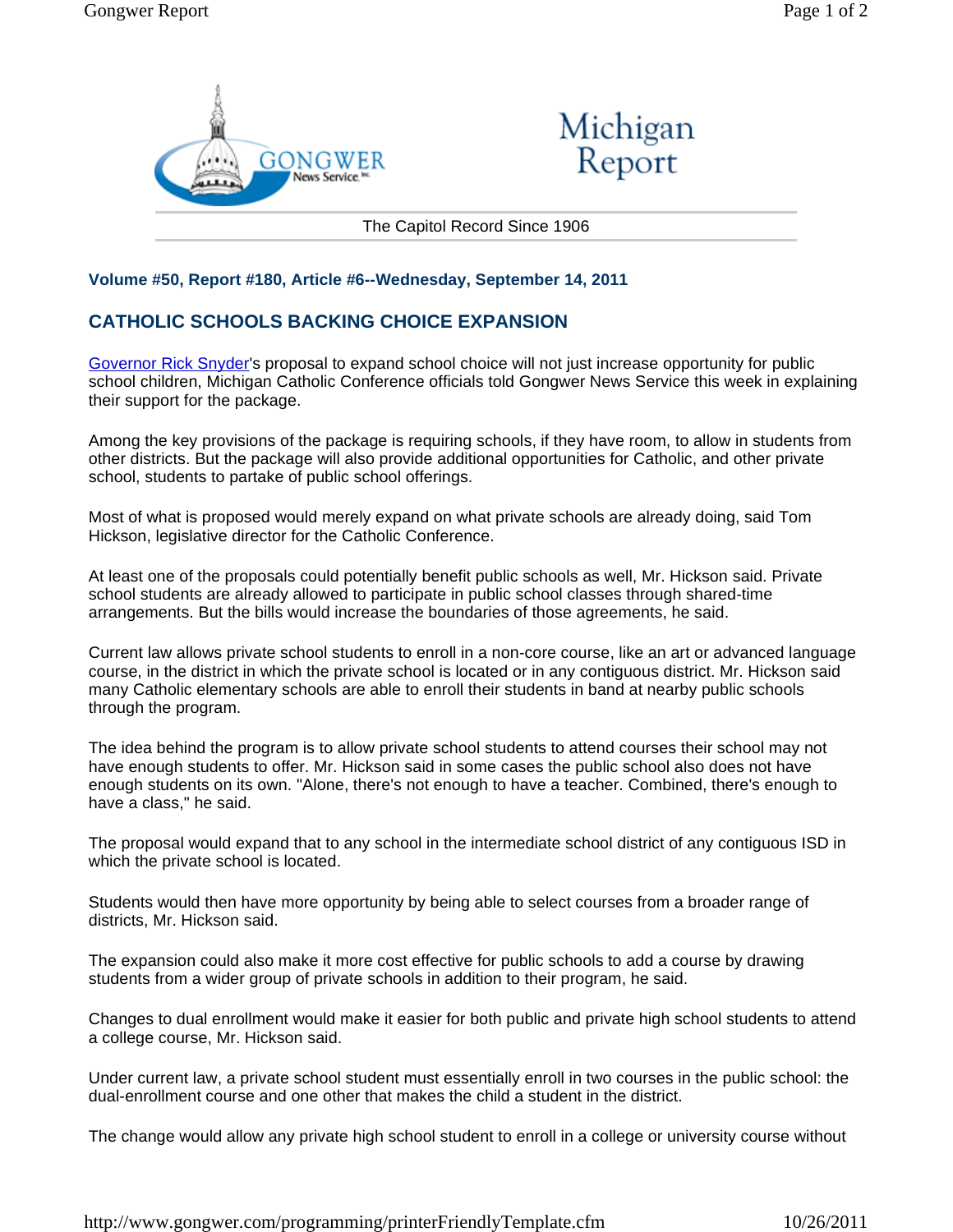Michigan Report

The Capitol Record Since 1906

**Volume #50, Report #180, Article #6--Wednesday, September 14, 2011**

## CATHOLIC SCHOOLS BACKING CHOICE EXPANSION

Governor Rick Snyder's proposal to expand school choice will not just increase opportunity for public school children, Michigan Catholic Conference officials told Gongwer News Service this week in explaining their support for the package.

Among the key provisions of the package is requiring schools, if they have room, to allow in students from other districts. But the package will also provide additional opportunities for Catholic, and other private school, students to partake of public school offerings.

Most of what is proposed would merely expand on what private schools are already doing, said Tom Hickson, legislative director for the Catholic Conference.

At least one of the proposals could potentially benefit public schools as well, Mr. Hickson said. Private school students are already allowed to participate in public school classes through shared-time arrangements. But the bills would increase the boundaries of those agreements, he said.

Current law allows private school students to enroll in a non-core course, like an art or advanced language course, in the district in which the private school is located or in any contiguous district. Mr. Hickson said many Catholic elementary schools are able to enroll their students in band at nearby public schools through the program.

The idea behind the program is to allow private school students to attend courses their school may not have enough students to offer. Mr. Hickson said in some cases the public school also does not have enough students on its own. "Alone, there's not enough to have a teacher. Combined, there's enough to have a class," he said.

The proposal would expand that to any school in the intermediate school district of any contiguous ISD in which the private school is located.

Students would then have more opportunity by being able to select courses from a broader range of districts, Mr. Hickson said.

The expansion could also make it more cost effective for public schools to add a course by drawing students from a wider group of private schools in addition to their program, he said.

Changes to dual enrollment would make it easier for both public and private high school students to attend a college course, Mr. Hickson said.

Under current law, a private school student must essentially enroll in two courses in the public school: the dual-enrollment course and one other that makes the child a student in the district.

The change would allow any private high school student to enroll in a college or university course without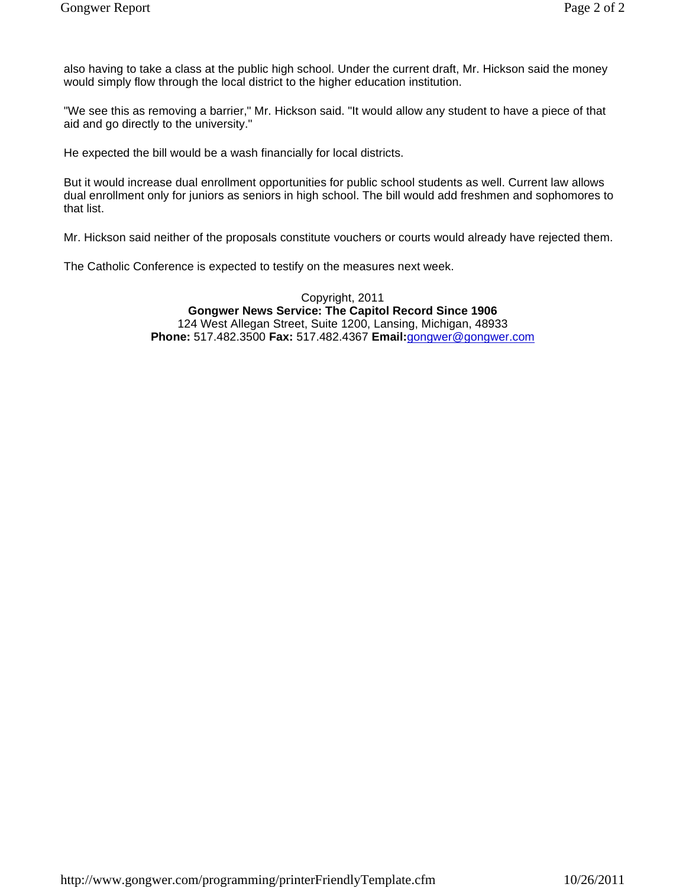also having to take a class at the public high school. Under the current draft, Mr. Hickson said the money would simply flow through the local district to the higher education institution.

"We see this as removing a barrier," Mr. Hickson said. "It would allow any student to have a piece of that aid and go directly to the university."

He expected the bill would be a wash financially for local districts.

But it would increase dual enrollment opportunities for public school students as well. Current law allows dual enrollment only for juniors as seniors in high school. The bill would add freshmen and sophomores to that list.

Mr. Hickson said neither of the proposals constitute vouchers or courts would already have rejected them.

The Catholic Conference is expected to testify on the measures next week.

Copyright, 2011
**Gongwer News Service: The Capitol Record Since 1906**
124 West Allegan Street, Suite 1200, Lansing, Michigan, 48933
**Phone:** 517.482.3500 **Fax:** 517.482.4367 **Email:**gongwer@gongwer.com